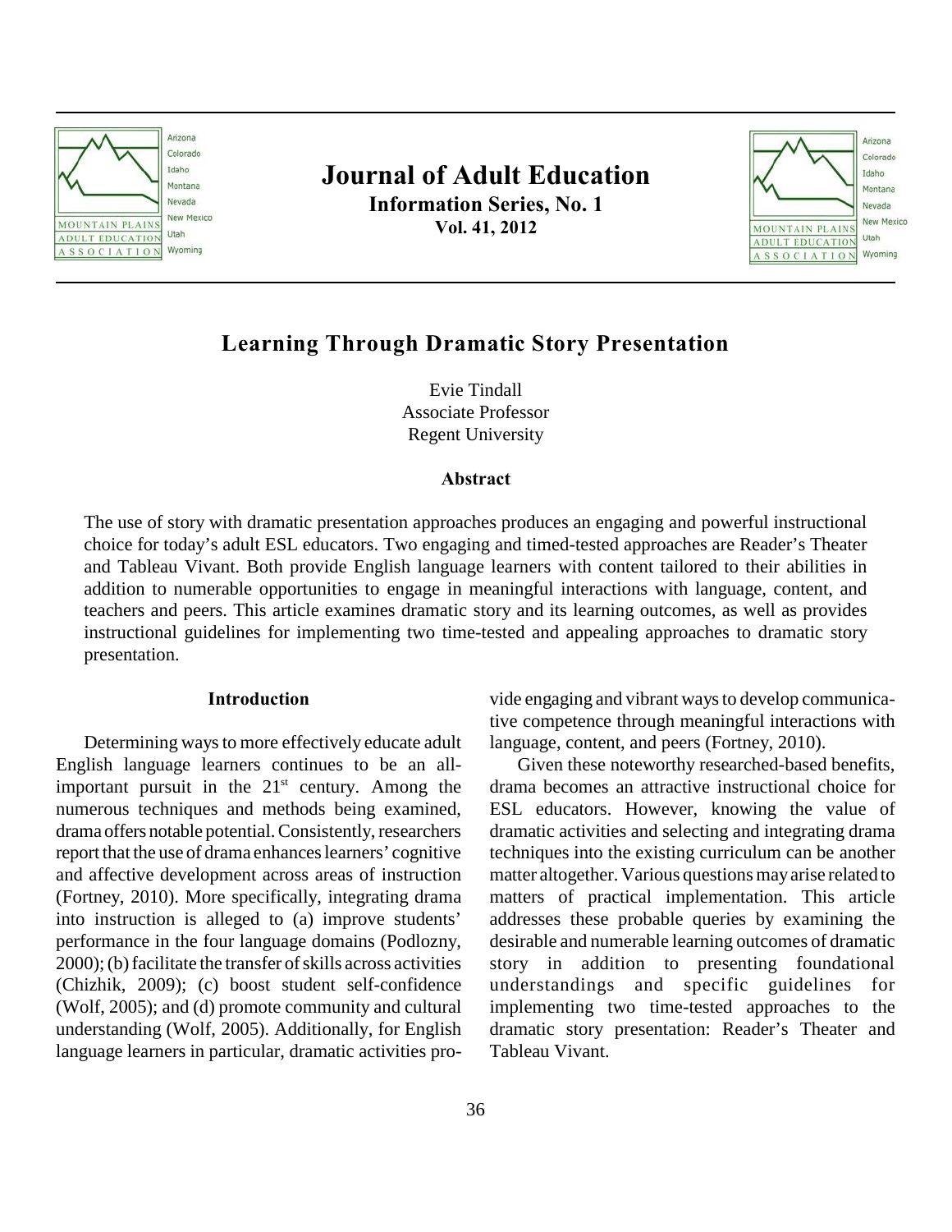# Learning Through Dramatic Story Presentation

Evie Tindall
Associate Professor
Regent University

### Abstract

The use of story with dramatic presentation approaches produces an engaging and powerful instructional choice for today's adult ESL educators. Two engaging and timed-tested approaches are Reader's Theater and Tableau Vivant. Both provide English language learners with content tailored to their abilities in addition to numerable opportunities to engage in meaningful interactions with language, content, and teachers and peers. This article examines dramatic story and its learning outcomes, as well as provides instructional guidelines for implementing two time-tested and appealing approaches to dramatic story presentation.

### Introduction

Determining ways to more effectively educate adult English language learners continues to be an all-important pursuit in the 21st century. Among the numerous techniques and methods being examined, drama offers notable potential. Consistently, researchers report that the use of drama enhances learners' cognitive and affective development across areas of instruction (Fortney, 2010). More specifically, integrating drama into instruction is alleged to (a) improve students' performance in the four language domains (Podlozny, 2000); (b) facilitate the transfer of skills across activities (Chizhik, 2009); (c) boost student self-confidence (Wolf, 2005); and (d) promote community and cultural understanding (Wolf, 2005). Additionally, for English language learners in particular, dramatic activities provide engaging and vibrant ways to develop communicative competence through meaningful interactions with language, content, and peers (Fortney, 2010).

Given these noteworthy researched-based benefits, drama becomes an attractive instructional choice for ESL educators. However, knowing the value of dramatic activities and selecting and integrating drama techniques into the existing curriculum can be another matter altogether. Various questions may arise related to matters of practical implementation. This article addresses these probable queries by examining the desirable and numerable learning outcomes of dramatic story in addition to presenting foundational understandings and specific guidelines for implementing two time-tested approaches to the dramatic story presentation: Reader's Theater and Tableau Vivant.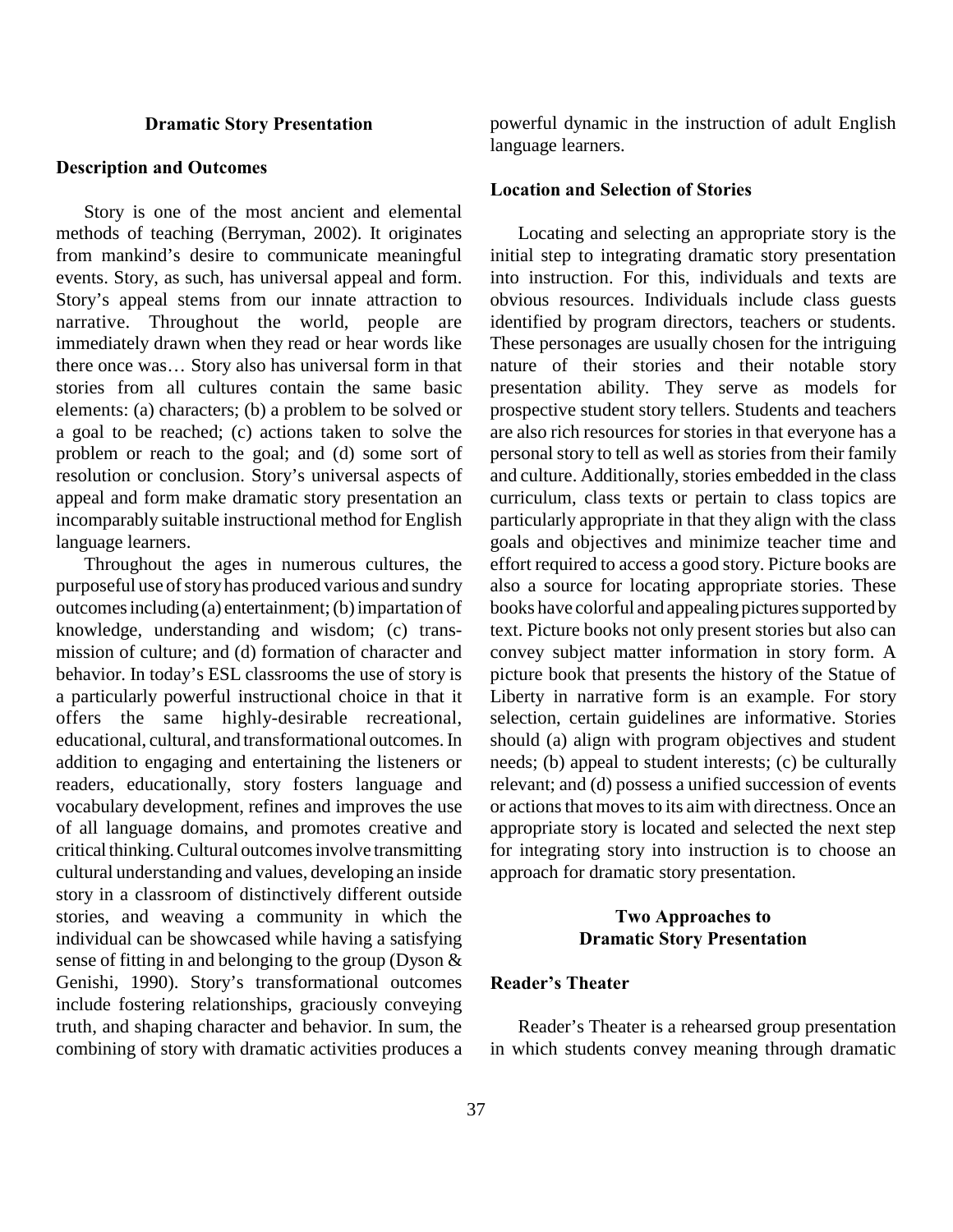## Dramatic Story Presentation

### Description and Outcomes

Story is one of the most ancient and elemental methods of teaching (Berryman, 2002). It originates from mankind's desire to communicate meaningful events. Story, as such, has universal appeal and form. Story's appeal stems from our innate attraction to narrative. Throughout the world, people are immediately drawn when they read or hear words like there once was… Story also has universal form in that stories from all cultures contain the same basic elements: (a) characters; (b) a problem to be solved or a goal to be reached; (c) actions taken to solve the problem or reach to the goal; and (d) some sort of resolution or conclusion. Story's universal aspects of appeal and form make dramatic story presentation an incomparably suitable instructional method for English language learners.

Throughout the ages in numerous cultures, the purposeful use of story has produced various and sundry outcomes including (a) entertainment; (b) impartation of knowledge, understanding and wisdom; (c) transmission of culture; and (d) formation of character and behavior. In today's ESL classrooms the use of story is a particularly powerful instructional choice in that it offers the same highly-desirable recreational, educational, cultural, and transformational outcomes. In addition to engaging and entertaining the listeners or readers, educationally, story fosters language and vocabulary development, refines and improves the use of all language domains, and promotes creative and critical thinking. Cultural outcomes involve transmitting cultural understanding and values, developing an inside story in a classroom of distinctively different outside stories, and weaving a community in which the individual can be showcased while having a satisfying sense of fitting in and belonging to the group (Dyson & Genishi, 1990). Story's transformational outcomes include fostering relationships, graciously conveying truth, and shaping character and behavior. In sum, the combining of story with dramatic activities produces a powerful dynamic in the instruction of adult English language learners.

### Location and Selection of Stories

Locating and selecting an appropriate story is the initial step to integrating dramatic story presentation into instruction. For this, individuals and texts are obvious resources. Individuals include class guests identified by program directors, teachers or students. These personages are usually chosen for the intriguing nature of their stories and their notable story presentation ability. They serve as models for prospective student story tellers. Students and teachers are also rich resources for stories in that everyone has a personal story to tell as well as stories from their family and culture. Additionally, stories embedded in the class curriculum, class texts or pertain to class topics are particularly appropriate in that they align with the class goals and objectives and minimize teacher time and effort required to access a good story. Picture books are also a source for locating appropriate stories. These books have colorful and appealing pictures supported by text. Picture books not only present stories but also can convey subject matter information in story form. A picture book that presents the history of the Statue of Liberty in narrative form is an example. For story selection, certain guidelines are informative. Stories should (a) align with program objectives and student needs; (b) appeal to student interests; (c) be culturally relevant; and (d) possess a unified succession of events or actions that moves to its aim with directness. Once an appropriate story is located and selected the next step for integrating story into instruction is to choose an approach for dramatic story presentation.

## Two Approaches to Dramatic Story Presentation

### Reader's Theater

Reader's Theater is a rehearsed group presentation in which students convey meaning through dramatic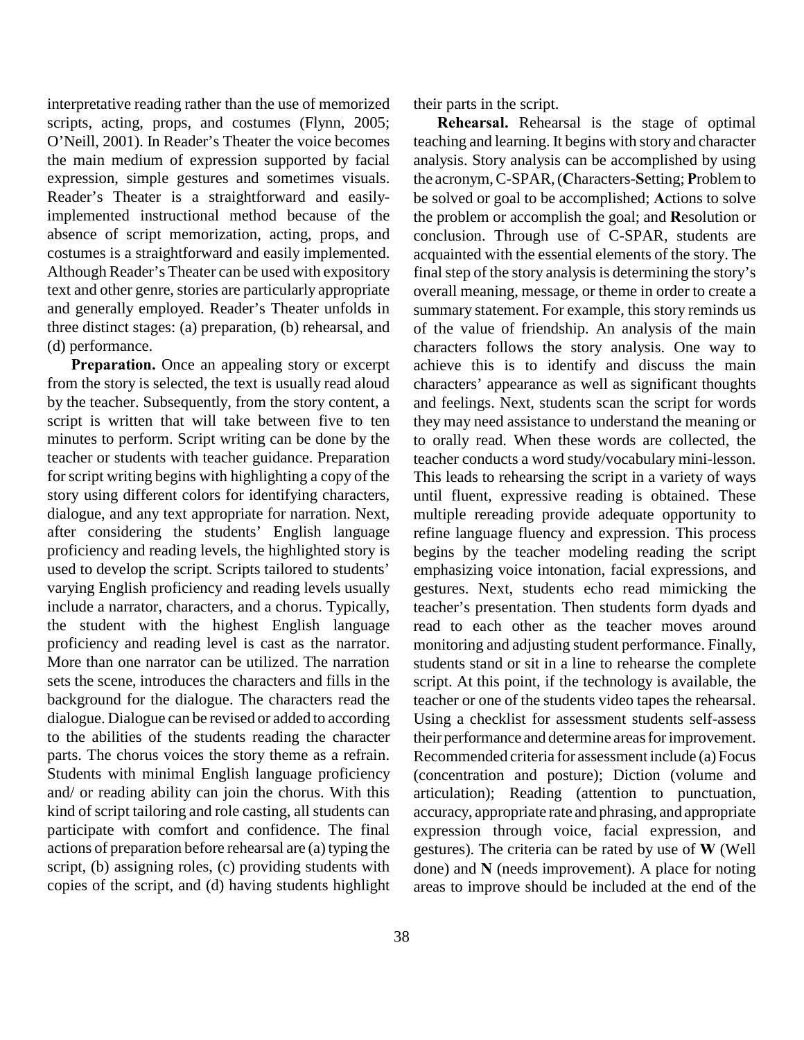interpretative reading rather than the use of memorized scripts, acting, props, and costumes (Flynn, 2005; O'Neill, 2001). In Reader's Theater the voice becomes the main medium of expression supported by facial expression, simple gestures and sometimes visuals. Reader's Theater is a straightforward and easily-implemented instructional method because of the absence of script memorization, acting, props, and costumes is a straightforward and easily implemented. Although Reader's Theater can be used with expository text and other genre, stories are particularly appropriate and generally employed. Reader's Theater unfolds in three distinct stages: (a) preparation, (b) rehearsal, and (d) performance.

**Preparation.** Once an appealing story or excerpt from the story is selected, the text is usually read aloud by the teacher. Subsequently, from the story content, a script is written that will take between five to ten minutes to perform. Script writing can be done by the teacher or students with teacher guidance. Preparation for script writing begins with highlighting a copy of the story using different colors for identifying characters, dialogue, and any text appropriate for narration. Next, after considering the students' English language proficiency and reading levels, the highlighted story is used to develop the script. Scripts tailored to students' varying English proficiency and reading levels usually include a narrator, characters, and a chorus. Typically, the student with the highest English language proficiency and reading level is cast as the narrator. More than one narrator can be utilized. The narration sets the scene, introduces the characters and fills in the background for the dialogue. The characters read the dialogue. Dialogue can be revised or added to according to the abilities of the students reading the character parts. The chorus voices the story theme as a refrain. Students with minimal English language proficiency and/ or reading ability can join the chorus. With this kind of script tailoring and role casting, all students can participate with comfort and confidence. The final actions of preparation before rehearsal are (a) typing the script, (b) assigning roles, (c) providing students with copies of the script, and (d) having students highlight their parts in the script.

**Rehearsal.** Rehearsal is the stage of optimal teaching and learning. It begins with story and character analysis. Story analysis can be accomplished by using the acronym, C-SPAR, (**C**haracters-**S**etting; **P**roblem to be solved or goal to be accomplished; **A**ctions to solve the problem or accomplish the goal; and **R**esolution or conclusion. Through use of C-SPAR, students are acquainted with the essential elements of the story. The final step of the story analysis is determining the story's overall meaning, message, or theme in order to create a summary statement. For example, this story reminds us of the value of friendship. An analysis of the main characters follows the story analysis. One way to achieve this is to identify and discuss the main characters' appearance as well as significant thoughts and feelings. Next, students scan the script for words they may need assistance to understand the meaning or to orally read. When these words are collected, the teacher conducts a word study/vocabulary mini-lesson. This leads to rehearsing the script in a variety of ways until fluent, expressive reading is obtained. These multiple rereading provide adequate opportunity to refine language fluency and expression. This process begins by the teacher modeling reading the script emphasizing voice intonation, facial expressions, and gestures. Next, students echo read mimicking the teacher's presentation. Then students form dyads and read to each other as the teacher moves around monitoring and adjusting student performance. Finally, students stand or sit in a line to rehearse the complete script. At this point, if the technology is available, the teacher or one of the students video tapes the rehearsal. Using a checklist for assessment students self-assess their performance and determine areas for improvement. Recommended criteria for assessment include (a) Focus (concentration and posture); Diction (volume and articulation); Reading (attention to punctuation, accuracy, appropriate rate and phrasing, and appropriate expression through voice, facial expression, and gestures). The criteria can be rated by use of **W** (Well done) and **N** (needs improvement). A place for noting areas to improve should be included at the end of the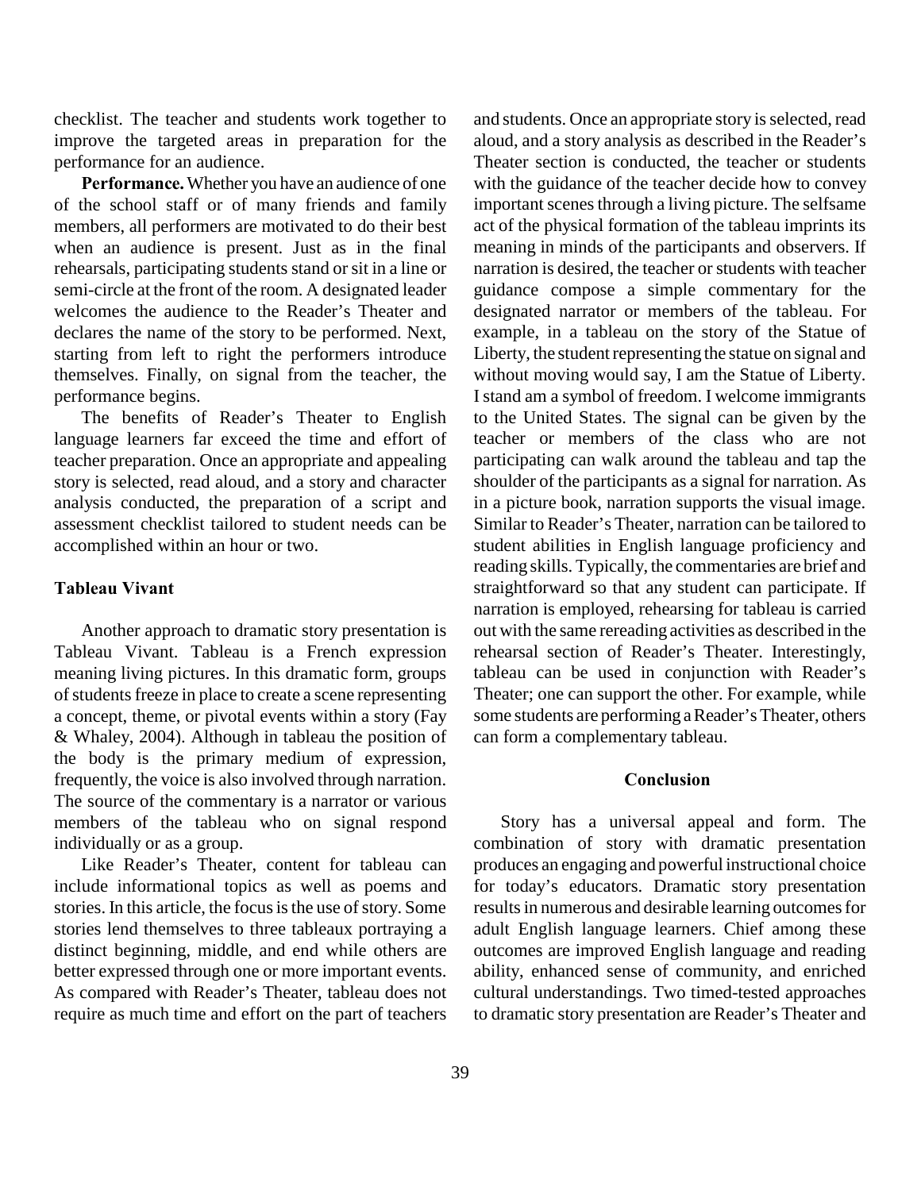checklist. The teacher and students work together to improve the targeted areas in preparation for the performance for an audience.

**Performance.** Whether you have an audience of one of the school staff or of many friends and family members, all performers are motivated to do their best when an audience is present. Just as in the final rehearsals, participating students stand or sit in a line or semi-circle at the front of the room. A designated leader welcomes the audience to the Reader's Theater and declares the name of the story to be performed. Next, starting from left to right the performers introduce themselves. Finally, on signal from the teacher, the performance begins.

The benefits of Reader's Theater to English language learners far exceed the time and effort of teacher preparation. Once an appropriate and appealing story is selected, read aloud, and a story and character analysis conducted, the preparation of a script and assessment checklist tailored to student needs can be accomplished within an hour or two.

### Tableau Vivant

Another approach to dramatic story presentation is Tableau Vivant. Tableau is a French expression meaning living pictures. In this dramatic form, groups of students freeze in place to create a scene representing a concept, theme, or pivotal events within a story (Fay & Whaley, 2004). Although in tableau the position of the body is the primary medium of expression, frequently, the voice is also involved through narration. The source of the commentary is a narrator or various members of the tableau who on signal respond individually or as a group.

Like Reader's Theater, content for tableau can include informational topics as well as poems and stories. In this article, the focus is the use of story. Some stories lend themselves to three tableaux portraying a distinct beginning, middle, and end while others are better expressed through one or more important events. As compared with Reader's Theater, tableau does not require as much time and effort on the part of teachers and students. Once an appropriate story is selected, read aloud, and a story analysis as described in the Reader's Theater section is conducted, the teacher or students with the guidance of the teacher decide how to convey important scenes through a living picture. The selfsame act of the physical formation of the tableau imprints its meaning in minds of the participants and observers. If narration is desired, the teacher or students with teacher guidance compose a simple commentary for the designated narrator or members of the tableau. For example, in a tableau on the story of the Statue of Liberty, the student representing the statue on signal and without moving would say, I am the Statue of Liberty. I stand am a symbol of freedom. I welcome immigrants to the United States. The signal can be given by the teacher or members of the class who are not participating can walk around the tableau and tap the shoulder of the participants as a signal for narration. As in a picture book, narration supports the visual image. Similar to Reader's Theater, narration can be tailored to student abilities in English language proficiency and reading skills. Typically, the commentaries are brief and straightforward so that any student can participate. If narration is employed, rehearsing for tableau is carried out with the same rereading activities as described in the rehearsal section of Reader's Theater. Interestingly, tableau can be used in conjunction with Reader's Theater; one can support the other. For example, while some students are performing a Reader's Theater, others can form a complementary tableau.

## Conclusion

Story has a universal appeal and form. The combination of story with dramatic presentation produces an engaging and powerful instructional choice for today's educators. Dramatic story presentation results in numerous and desirable learning outcomes for adult English language learners. Chief among these outcomes are improved English language and reading ability, enhanced sense of community, and enriched cultural understandings. Two timed-tested approaches to dramatic story presentation are Reader's Theater and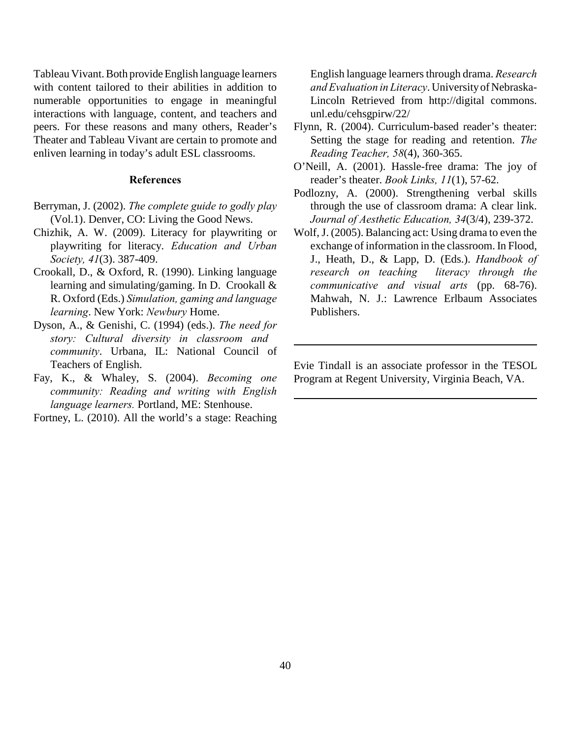Tableau Vivant. Both provide English language learners with content tailored to their abilities in addition to numerable opportunities to engage in meaningful interactions with language, content, and teachers and peers. For these reasons and many others, Reader's Theater and Tableau Vivant are certain to promote and enliven learning in today's adult ESL classrooms.

## References

Berryman, J. (2002). *The complete guide to godly play* (Vol.1). Denver, CO: Living the Good News.

Chizhik, A. W. (2009). Literacy for playwriting or playwriting for literacy. *Education and Urban Society, 41*(3). 387-409.

Crookall, D., & Oxford, R. (1990). Linking language learning and simulating/gaming. In D. Crookall & R. Oxford (Eds.) *Simulation, gaming and language learning*. New York: *Newbury* Home.

Dyson, A., & Genishi, C. (1994) (eds.). *The need for story: Cultural diversity in classroom and community*. Urbana, IL: National Council of Teachers of English.

Fay, K., & Whaley, S. (2004). *Becoming one community: Reading and writing with English language learners.* Portland, ME: Stenhouse.

Fortney, L. (2010). All the world's a stage: Reaching English language learners through drama. *Research and Evaluation in Literacy*. University of Nebraska-Lincoln Retrieved from http://digital commons. unl.edu/cehsgpirw/22/

Flynn, R. (2004). Curriculum-based reader's theater: Setting the stage for reading and retention. *The Reading Teacher, 58*(4), 360-365.

O'Neill, A. (2001). Hassle-free drama: The joy of reader's theater. *Book Links, 11*(1), 57-62.

Podlozny, A. (2000). Strengthening verbal skills through the use of classroom drama: A clear link. *Journal of Aesthetic Education, 34*(3/4), 239-372.

Wolf, J. (2005). Balancing act: Using drama to even the exchange of information in the classroom. In Flood, J., Heath, D., & Lapp, D. (Eds.). *Handbook of research on teaching literacy through the communicative and visual arts* (pp. 68-76). Mahwah, N. J.: Lawrence Erlbaum Associates Publishers.

---

Evie Tindall is an associate professor in the TESOL Program at Regent University, Virginia Beach, VA.

---